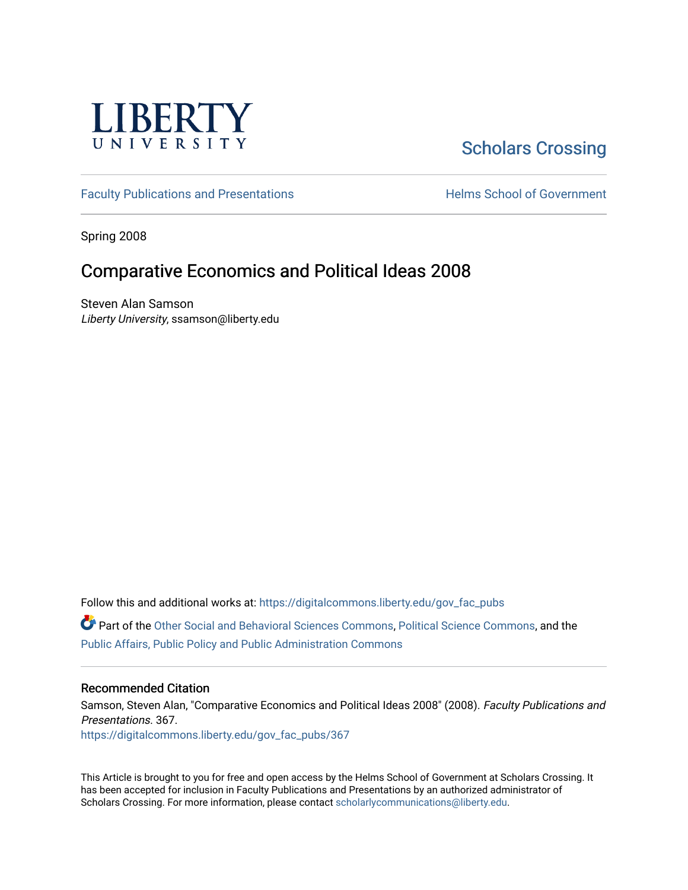LIBERTY UNIVERSITY

Scholars Crossing

Faculty Publications and Presentations

Helms School of Government

Spring 2008

# Comparative Economics and Political Ideas 2008

Steven Alan Samson
*Liberty University*, ssamson@liberty.edu

Follow this and additional works at: https://digitalcommons.liberty.edu/gov_fac_pubs

Part of the Other Social and Behavioral Sciences Commons, Political Science Commons, and the Public Affairs, Public Policy and Public Administration Commons

## Recommended Citation

Samson, Steven Alan, "Comparative Economics and Political Ideas 2008" (2008). *Faculty Publications and Presentations*. 367.
https://digitalcommons.liberty.edu/gov_fac_pubs/367

This Article is brought to you for free and open access by the Helms School of Government at Scholars Crossing. It has been accepted for inclusion in Faculty Publications and Presentations by an authorized administrator of Scholars Crossing. For more information, please contact scholarlycommunications@liberty.edu.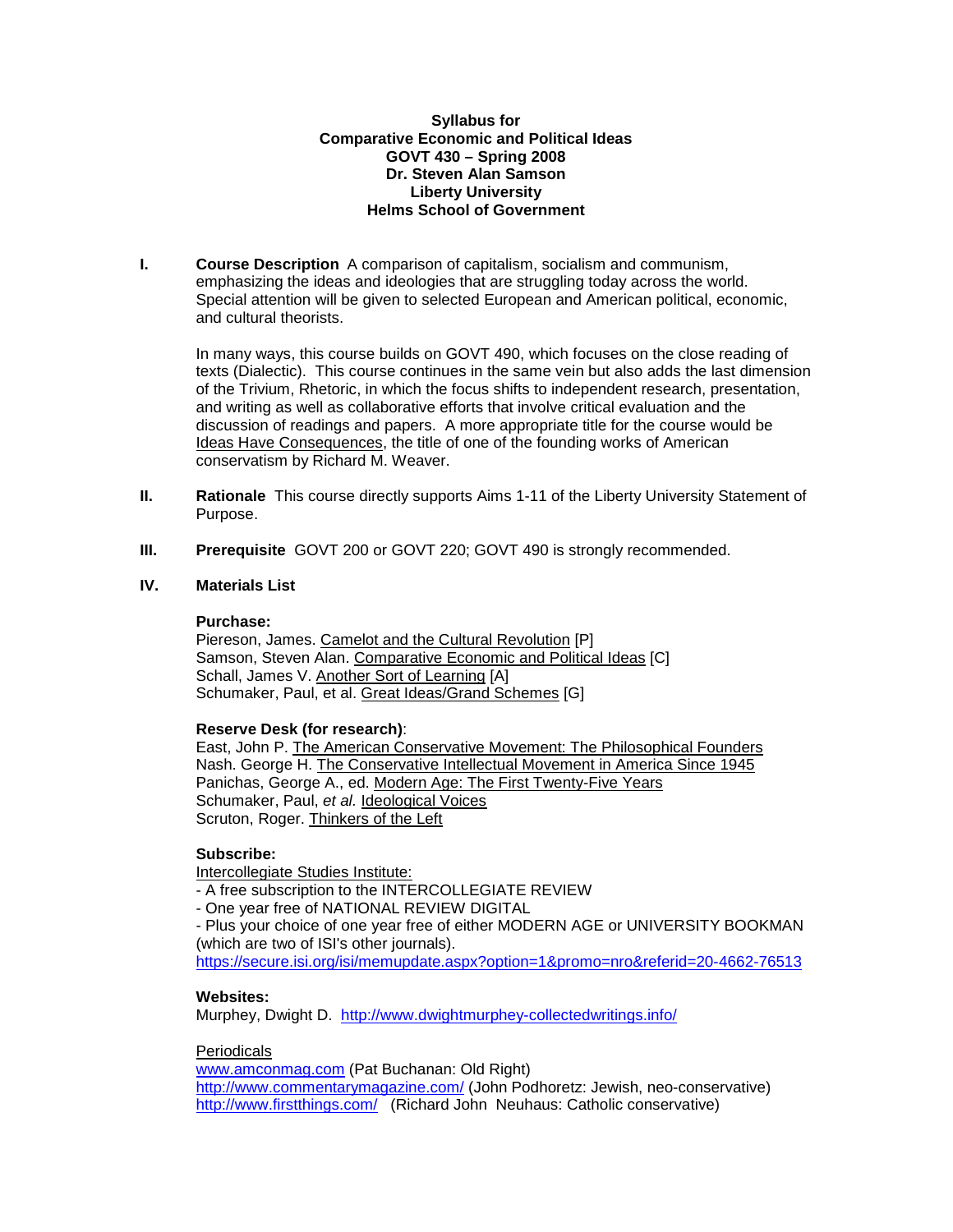**Syllabus for**
**Comparative Economic and Political Ideas**
**GOVT 430 – Spring 2008**
**Dr. Steven Alan Samson**
**Liberty University**
**Helms School of Government**

**I. Course Description** A comparison of capitalism, socialism and communism, emphasizing the ideas and ideologies that are struggling today across the world. Special attention will be given to selected European and American political, economic, and cultural theorists.

In many ways, this course builds on GOVT 490, which focuses on the close reading of texts (Dialectic). This course continues in the same vein but also adds the last dimension of the Trivium, Rhetoric, in which the focus shifts to independent research, presentation, and writing as well as collaborative efforts that involve critical evaluation and the discussion of readings and papers. A more appropriate title for the course would be Ideas Have Consequences, the title of one of the founding works of American conservatism by Richard M. Weaver.

**II. Rationale** This course directly supports Aims 1-11 of the Liberty University Statement of Purpose.

**III. Prerequisite** GOVT 200 or GOVT 220; GOVT 490 is strongly recommended.

**IV. Materials List**

**Purchase:**
Piereson, James. Camelot and the Cultural Revolution [P]
Samson, Steven Alan. Comparative Economic and Political Ideas [C]
Schall, James V. Another Sort of Learning [A]
Schumaker, Paul, et al. Great Ideas/Grand Schemes [G]

**Reserve Desk (for research)**:
East, John P. The American Conservative Movement: The Philosophical Founders
Nash. George H. The Conservative Intellectual Movement in America Since 1945
Panichas, George A., ed. Modern Age: The First Twenty-Five Years
Schumaker, Paul, *et al.* Ideological Voices
Scruton, Roger. Thinkers of the Left

**Subscribe:**
Intercollegiate Studies Institute:
- A free subscription to the INTERCOLLEGIATE REVIEW
- One year free of NATIONAL REVIEW DIGITAL
- Plus your choice of one year free of either MODERN AGE or UNIVERSITY BOOKMAN (which are two of ISI's other journals).
https://secure.isi.org/isi/memupdate.aspx?option=1&promo=nro&referid=20-4662-76513

**Websites:**
Murphey, Dwight D. http://www.dwightmurphey-collectedwritings.info/

Periodicals
www.amconmag.com (Pat Buchanan: Old Right)
http://www.commentarymagazine.com/ (John Podhoretz: Jewish, neo-conservative)
http://www.firstthings.com/ (Richard John Neuhaus: Catholic conservative)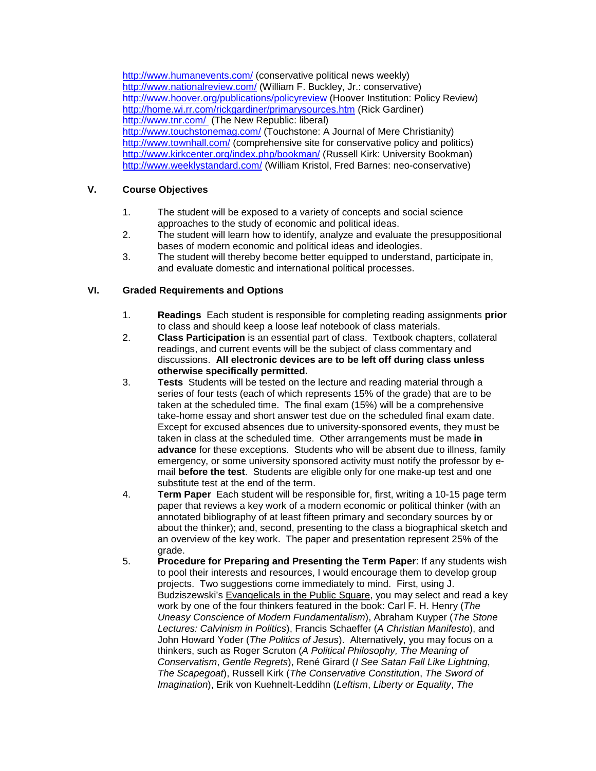http://www.humanevents.com/ (conservative political news weekly)
http://www.nationalreview.com/ (William F. Buckley, Jr.: conservative)
http://www.hoover.org/publications/policyreview (Hoover Institution: Policy Review)
http://home.wi.rr.com/rickgardiner/primarysources.htm (Rick Gardiner)
http://www.tnr.com/ (The New Republic: liberal)
http://www.touchstonemag.com/ (Touchstone: A Journal of Mere Christianity)
http://www.townhall.com/ (comprehensive site for conservative policy and politics)
http://www.kirkcenter.org/index.php/bookman/ (Russell Kirk: University Bookman)
http://www.weeklystandard.com/ (William Kristol, Fred Barnes: neo-conservative)

## V. Course Objectives

1. The student will be exposed to a variety of concepts and social science approaches to the study of economic and political ideas.
2. The student will learn how to identify, analyze and evaluate the presuppositional bases of modern economic and political ideas and ideologies.
3. The student will thereby become better equipped to understand, participate in, and evaluate domestic and international political processes.

## VI. Graded Requirements and Options

1. **Readings** Each student is responsible for completing reading assignments **prior** to class and should keep a loose leaf notebook of class materials.
2. **Class Participation** is an essential part of class. Textbook chapters, collateral readings, and current events will be the subject of class commentary and discussions. **All electronic devices are to be left off during class unless otherwise specifically permitted.**
3. **Tests** Students will be tested on the lecture and reading material through a series of four tests (each of which represents 15% of the grade) that are to be taken at the scheduled time. The final exam (15%) will be a comprehensive take-home essay and short answer test due on the scheduled final exam date. Except for excused absences due to university-sponsored events, they must be taken in class at the scheduled time. Other arrangements must be made **in advance** for these exceptions. Students who will be absent due to illness, family emergency, or some university sponsored activity must notify the professor by e-mail **before the test**. Students are eligible only for one make-up test and one substitute test at the end of the term.
4. **Term Paper** Each student will be responsible for, first, writing a 10-15 page term paper that reviews a key work of a modern economic or political thinker (with an annotated bibliography of at least fifteen primary and secondary sources by or about the thinker); and, second, presenting to the class a biographical sketch and an overview of the key work. The paper and presentation represent 25% of the grade.
5. **Procedure for Preparing and Presenting the Term Paper**: If any students wish to pool their interests and resources, I would encourage them to develop group projects. Two suggestions come immediately to mind. First, using J. Budziszewski's Evangelicals in the Public Square, you may select and read a key work by one of the four thinkers featured in the book: Carl F. H. Henry (*The Uneasy Conscience of Modern Fundamentalism*), Abraham Kuyper (*The Stone Lectures: Calvinism in Politics*), Francis Schaeffer (*A Christian Manifesto*), and John Howard Yoder (*The Politics of Jesus*). Alternatively, you may focus on a thinkers, such as Roger Scruton (*A Political Philosophy, The Meaning of Conservatism*, *Gentle Regrets*), René Girard (*I See Satan Fall Like Lightning*, *The Scapegoat*), Russell Kirk (*The Conservative Constitution*, *The Sword of Imagination*), Erik von Kuehnelt-Leddihn (*Leftism*, *Liberty or Equality*, *The*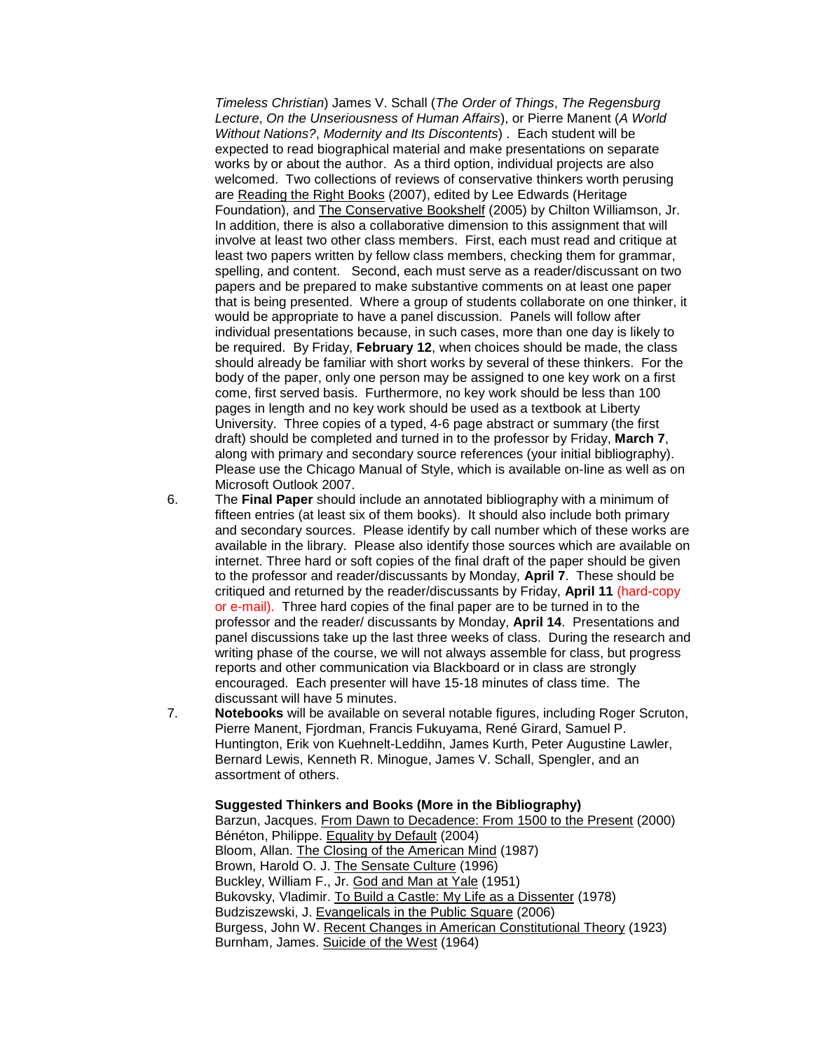*Timeless Christian*) James V. Schall (*The Order of Things*, *The Regensburg Lecture*, *On the Unseriousness of Human Affairs*), or Pierre Manent (*A World Without Nations?*, *Modernity and Its Discontents*) . Each student will be expected to read biographical material and make presentations on separate works by or about the author. As a third option, individual projects are also welcomed. Two collections of reviews of conservative thinkers worth perusing are <u>Reading the Right Books</u> (2007), edited by Lee Edwards (Heritage Foundation), and <u>The Conservative Bookshelf</u> (2005) by Chilton Williamson, Jr. In addition, there is also a collaborative dimension to this assignment that will involve at least two other class members. First, each must read and critique at least two papers written by fellow class members, checking them for grammar, spelling, and content. Second, each must serve as a reader/discussant on two papers and be prepared to make substantive comments on at least one paper that is being presented. Where a group of students collaborate on one thinker, it would be appropriate to have a panel discussion. Panels will follow after individual presentations because, in such cases, more than one day is likely to be required. By Friday, **February 12**, when choices should be made, the class should already be familiar with short works by several of these thinkers. For the body of the paper, only one person may be assigned to one key work on a first come, first served basis. Furthermore, no key work should be less than 100 pages in length and no key work should be used as a textbook at Liberty University. Three copies of a typed, 4-6 page abstract or summary (the first draft) should be completed and turned in to the professor by Friday, **March 7**, along with primary and secondary source references (your initial bibliography). Please use the Chicago Manual of Style, which is available on-line as well as on Microsoft Outlook 2007.

6. The **Final Paper** should include an annotated bibliography with a minimum of fifteen entries (at least six of them books). It should also include both primary and secondary sources. Please identify by call number which of these works are available in the library. Please also identify those sources which are available on internet. Three hard or soft copies of the final draft of the paper should be given to the professor and reader/discussants by Monday, **April 7**. These should be critiqued and returned by the reader/discussants by Friday, **April 11** (hard-copy or e-mail). Three hard copies of the final paper are to be turned in to the professor and the reader/ discussants by Monday, **April 14**. Presentations and panel discussions take up the last three weeks of class. During the research and writing phase of the course, we will not always assemble for class, but progress reports and other communication via Blackboard or in class are strongly encouraged. Each presenter will have 15-18 minutes of class time. The discussant will have 5 minutes.

7. **Notebooks** will be available on several notable figures, including Roger Scruton, Pierre Manent, Fjordman, Francis Fukuyama, René Girard, Samuel P. Huntington, Erik von Kuehnelt-Leddihn, James Kurth, Peter Augustine Lawler, Bernard Lewis, Kenneth R. Minogue, James V. Schall, Spengler, and an assortment of others.

**Suggested Thinkers and Books (More in the Bibliography)**

Barzun, Jacques. <u>From Dawn to Decadence: From 1500 to the Present</u> (2000)
Bénéton, Philippe. <u>Equality by Default</u> (2004)
Bloom, Allan. <u>The Closing of the American Mind</u> (1987)
Brown, Harold O. J. <u>The Sensate Culture</u> (1996)
Buckley, William F., Jr. <u>God and Man at Yale</u> (1951)
Bukovsky, Vladimir. <u>To Build a Castle: My Life as a Dissenter</u> (1978)
Budziszewski, J. <u>Evangelicals in the Public Square</u> (2006)
Burgess, John W. <u>Recent Changes in American Constitutional Theory</u> (1923)
Burnham, James. <u>Suicide of the West</u> (1964)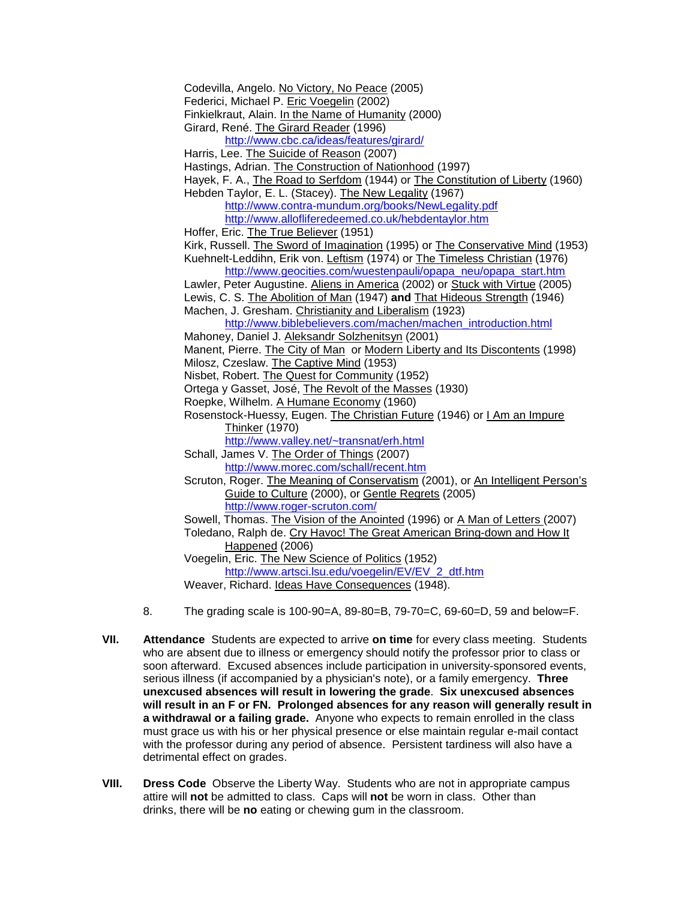Codevilla, Angelo. No Victory, No Peace (2005)
Federici, Michael P. Eric Voegelin (2002)
Finkielkraut, Alain. In the Name of Humanity (2000)
Girard, René. The Girard Reader (1996)
    http://www.cbc.ca/ideas/features/girard/
Harris, Lee. The Suicide of Reason (2007)
Hastings, Adrian. The Construction of Nationhood (1997)
Hayek, F. A., The Road to Serfdom (1944) or The Constitution of Liberty (1960)
Hebden Taylor, E. L. (Stacey). The New Legality (1967)
    http://www.contra-mundum.org/books/NewLegality.pdf
    http://www.allofliferedeemed.co.uk/hebdentaylor.htm
Hoffer, Eric. The True Believer (1951)
Kirk, Russell. The Sword of Imagination (1995) or The Conservative Mind (1953)
Kuehnelt-Leddihn, Erik von. Leftism (1974) or The Timeless Christian (1976)
    http://www.geocities.com/wuestenpauli/opapa_neu/opapa_start.htm
Lawler, Peter Augustine. Aliens in America (2002) or Stuck with Virtue (2005)
Lewis, C. S. The Abolition of Man (1947) **and** That Hideous Strength (1946)
Machen, J. Gresham. Christianity and Liberalism (1923)
    http://www.biblebelievers.com/machen/machen_introduction.html
Mahoney, Daniel J. Aleksandr Solzhenitsyn (2001)
Manent, Pierre. The City of Man or Modern Liberty and Its Discontents (1998)
Milosz, Czeslaw. The Captive Mind (1953)
Nisbet, Robert. The Quest for Community (1952)
Ortega y Gasset, José, The Revolt of the Masses (1930)
Roepke, Wilhelm. A Humane Economy (1960)
Rosenstock-Huessy, Eugen. The Christian Future (1946) or I Am an Impure Thinker (1970)
    http://www.valley.net/~transnat/erh.html
Schall, James V. The Order of Things (2007)
    http://www.morec.com/schall/recent.htm
Scruton, Roger. The Meaning of Conservatism (2001), or An Intelligent Person's Guide to Culture (2000), or Gentle Regrets (2005)
    http://www.roger-scruton.com/
Sowell, Thomas. The Vision of the Anointed (1996) or A Man of Letters (2007)
Toledano, Ralph de. Cry Havoc! The Great American Bring-down and How It Happened (2006)
Voegelin, Eric. The New Science of Politics (1952)
    http://www.artsci.lsu.edu/voegelin/EV/EV_2_dtf.htm
Weaver, Richard. Ideas Have Consequences (1948).

8. The grading scale is 100-90=A, 89-80=B, 79-70=C, 69-60=D, 59 and below=F.

**VII. Attendance** Students are expected to arrive **on time** for every class meeting. Students who are absent due to illness or emergency should notify the professor prior to class or soon afterward. Excused absences include participation in university-sponsored events, serious illness (if accompanied by a physician's note), or a family emergency. **Three unexcused absences will result in lowering the grade**. **Six unexcused absences will result in an F or FN. Prolonged absences for any reason will generally result in a withdrawal or a failing grade.** Anyone who expects to remain enrolled in the class must grace us with his or her physical presence or else maintain regular e-mail contact with the professor during any period of absence. Persistent tardiness will also have a detrimental effect on grades.

**VIII. Dress Code** Observe the Liberty Way. Students who are not in appropriate campus attire will **not** be admitted to class. Caps will **not** be worn in class. Other than drinks, there will be **no** eating or chewing gum in the classroom.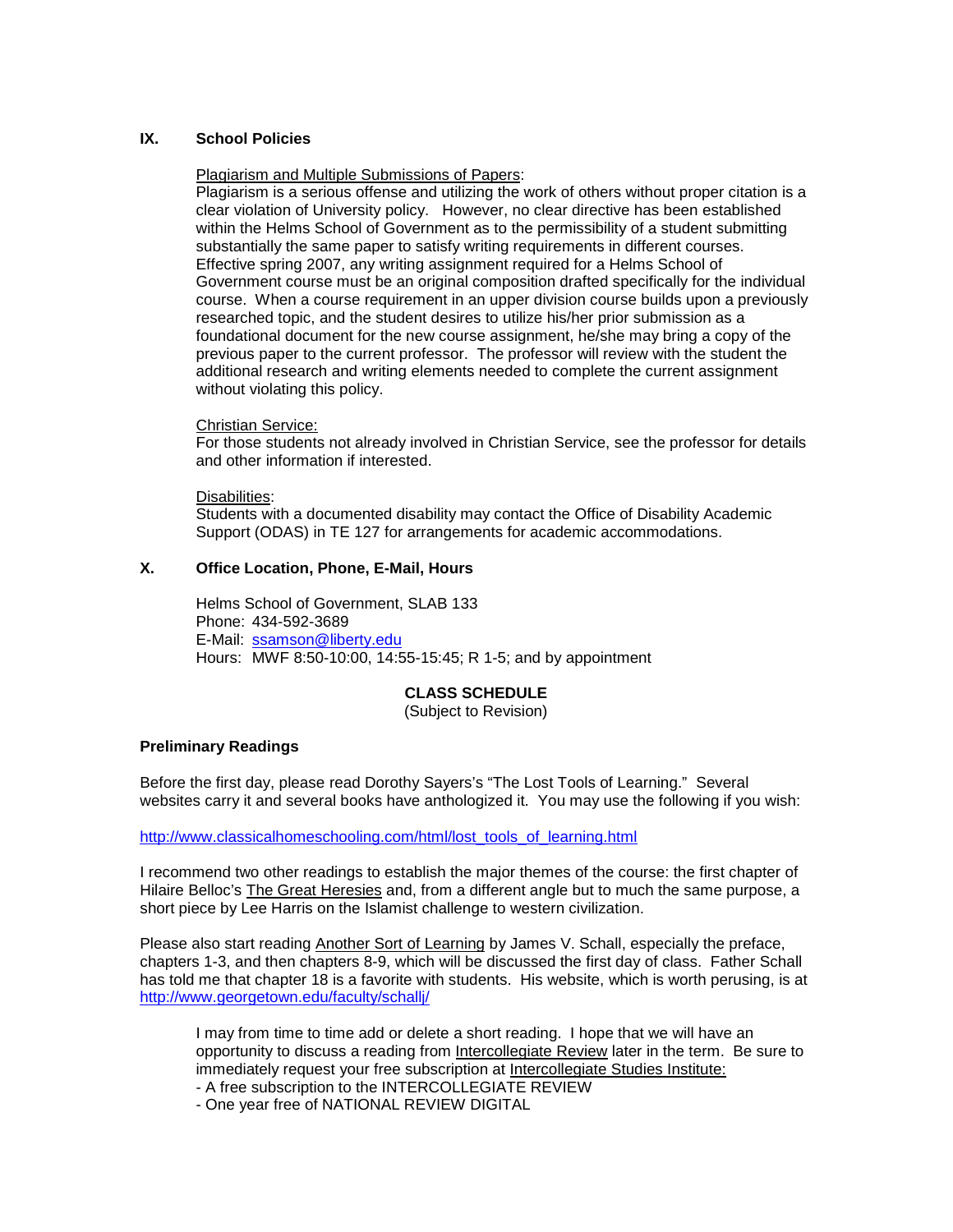## IX. School Policies

Plagiarism and Multiple Submissions of Papers:
Plagiarism is a serious offense and utilizing the work of others without proper citation is a clear violation of University policy. However, no clear directive has been established within the Helms School of Government as to the permissibility of a student submitting substantially the same paper to satisfy writing requirements in different courses. Effective spring 2007, any writing assignment required for a Helms School of Government course must be an original composition drafted specifically for the individual course. When a course requirement in an upper division course builds upon a previously researched topic, and the student desires to utilize his/her prior submission as a foundational document for the new course assignment, he/she may bring a copy of the previous paper to the current professor. The professor will review with the student the additional research and writing elements needed to complete the current assignment without violating this policy.

Christian Service:
For those students not already involved in Christian Service, see the professor for details and other information if interested.

Disabilities:
Students with a documented disability may contact the Office of Disability Academic Support (ODAS) in TE 127 for arrangements for academic accommodations.

## X. Office Location, Phone, E-Mail, Hours

Helms School of Government, SLAB 133
Phone: 434-592-3689
E-Mail: ssamson@liberty.edu
Hours: MWF 8:50-10:00, 14:55-15:45; R 1-5; and by appointment

**CLASS SCHEDULE**
(Subject to Revision)

**Preliminary Readings**

Before the first day, please read Dorothy Sayers's "The Lost Tools of Learning." Several websites carry it and several books have anthologized it. You may use the following if you wish:

http://www.classicalhomeschooling.com/html/lost_tools_of_learning.html

I recommend two other readings to establish the major themes of the course: the first chapter of Hilaire Belloc's The Great Heresies and, from a different angle but to much the same purpose, a short piece by Lee Harris on the Islamist challenge to western civilization.

Please also start reading Another Sort of Learning by James V. Schall, especially the preface, chapters 1-3, and then chapters 8-9, which will be discussed the first day of class. Father Schall has told me that chapter 18 is a favorite with students. His website, which is worth perusing, is at http://www.georgetown.edu/faculty/schallj/

I may from time to time add or delete a short reading. I hope that we will have an opportunity to discuss a reading from Intercollegiate Review later in the term. Be sure to immediately request your free subscription at Intercollegiate Studies Institute:
- A free subscription to the INTERCOLLEGIATE REVIEW
- One year free of NATIONAL REVIEW DIGITAL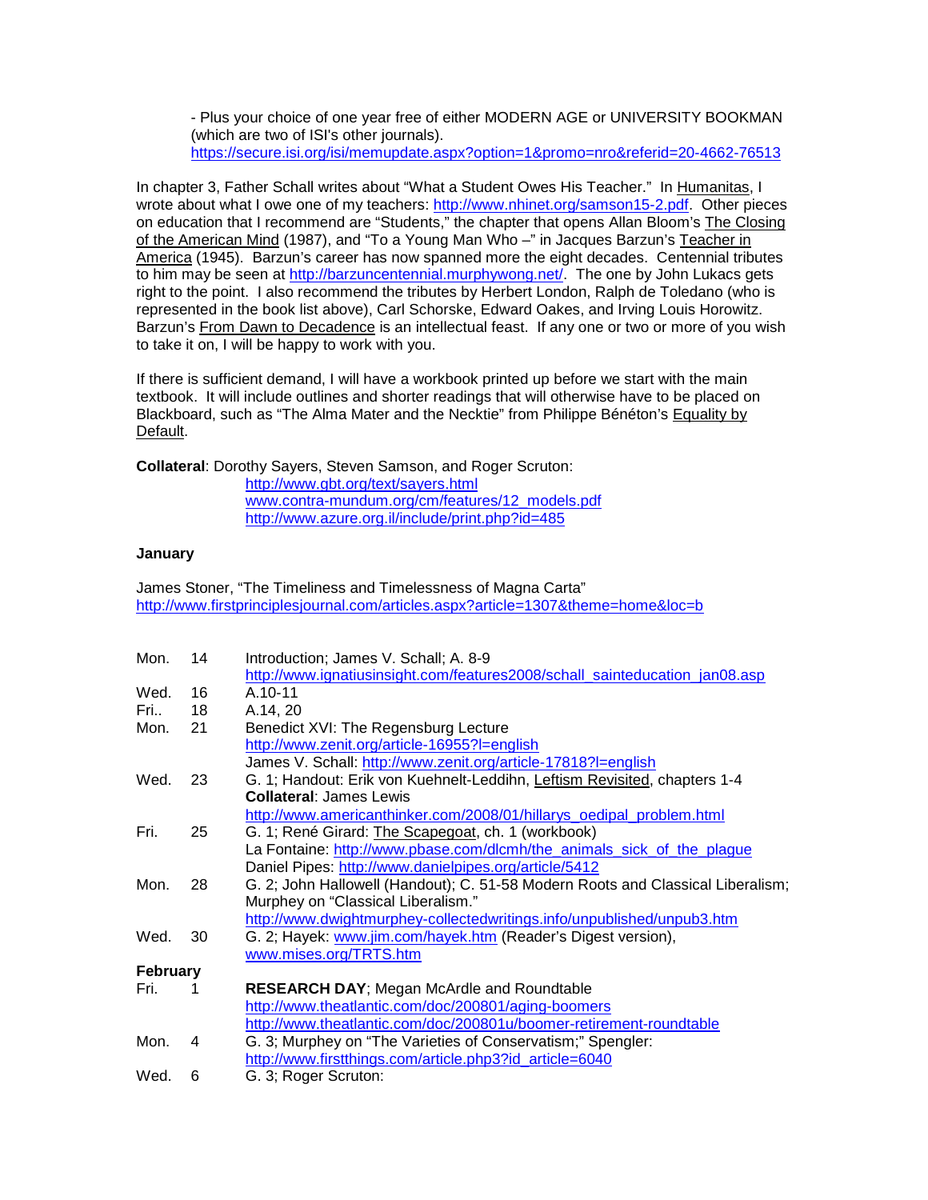- Plus your choice of one year free of either MODERN AGE or UNIVERSITY BOOKMAN (which are two of ISI's other journals). https://secure.isi.org/isi/memupdate.aspx?option=1&promo=nro&referid=20-4662-76513

In chapter 3, Father Schall writes about "What a Student Owes His Teacher." In Humanitas, I wrote about what I owe one of my teachers: http://www.nhinet.org/samson15-2.pdf. Other pieces on education that I recommend are "Students," the chapter that opens Allan Bloom's The Closing of the American Mind (1987), and "To a Young Man Who –" in Jacques Barzun's Teacher in America (1945). Barzun's career has now spanned more the eight decades. Centennial tributes to him may be seen at http://barzuncentennial.murphywong.net/. The one by John Lukacs gets right to the point. I also recommend the tributes by Herbert London, Ralph de Toledano (who is represented in the book list above), Carl Schorske, Edward Oakes, and Irving Louis Horowitz. Barzun's From Dawn to Decadence is an intellectual feast. If any one or two or more of you wish to take it on, I will be happy to work with you.

If there is sufficient demand, I will have a workbook printed up before we start with the main textbook. It will include outlines and shorter readings that will otherwise have to be placed on Blackboard, such as "The Alma Mater and the Necktie" from Philippe Bénéton's Equality by Default.

**Collateral**: Dorothy Sayers, Steven Samson, and Roger Scruton:
http://www.gbt.org/text/sayers.html
www.contra-mundum.org/cm/features/12_models.pdf
http://www.azure.org.il/include/print.php?id=485

**January**

James Stoner, "The Timeliness and Timelessness of Magna Carta"
http://www.firstprinciplesjournal.com/articles.aspx?article=1307&theme=home&loc=b

| | | |
|---|---|---|
| Mon. | 14 | Introduction; James V. Schall; A. 8-9<br>http://www.ignatiusinsight.com/features2008/schall_sainteducation_jan08.asp |
| Wed. | 16 | A.10-11 |
| Fri.. | 18 | A.14, 20 |
| Mon. | 21 | Benedict XVI: The Regensburg Lecture<br>http://www.zenit.org/article-16955?l=english<br>James V. Schall: http://www.zenit.org/article-17818?l=english |
| Wed. | 23 | G. 1; Handout: Erik von Kuehnelt-Leddihn, Leftism Revisited, chapters 1-4<br>**Collateral**: James Lewis<br>http://www.americanthinker.com/2008/01/hillarys_oedipal_problem.html |
| Fri. | 25 | G. 1; René Girard: The Scapegoat, ch. 1 (workbook)<br>La Fontaine: http://www.pbase.com/dlcmh/the_animals_sick_of_the_plague<br>Daniel Pipes: http://www.danielpipes.org/article/5412 |
| Mon. | 28 | G. 2; John Hallowell (Handout); C. 51-58 Modern Roots and Classical Liberalism; Murphey on "Classical Liberalism."<br>http://www.dwightmurphey-collectedwritings.info/unpublished/unpub3.htm |
| Wed. | 30 | G. 2; Hayek: www.jim.com/hayek.htm (Reader's Digest version),<br>www.mises.org/TRTS.htm |
| **February** | | |
| Fri. | 1 | **RESEARCH DAY**; Megan McArdle and Roundtable<br>http://www.theatlantic.com/doc/200801/aging-boomers<br>http://www.theatlantic.com/doc/200801u/boomer-retirement-roundtable |
| Mon. | 4 | G. 3; Murphey on "The Varieties of Conservatism;" Spengler:<br>http://www.firstthings.com/article.php3?id_article=6040 |
| Wed. | 6 | G. 3; Roger Scruton: |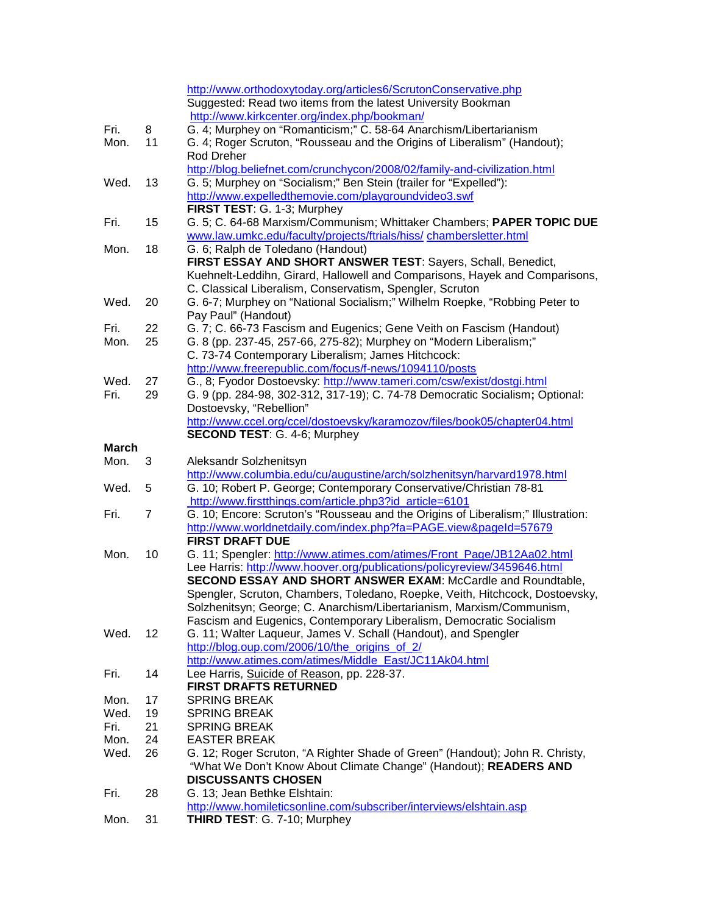| | | |
|---|---|---|
| | | http://www.orthodoxytoday.org/articles6/ScrutonConservative.php<br>Suggested: Read two items from the latest University Bookman<br>http://www.kirkcenter.org/index.php/bookman/ |
| Fri. | 8 | G. 4; Murphey on "Romanticism;" C. 58-64 Anarchism/Libertarianism |
| Mon. | 11 | G. 4; Roger Scruton, "Rousseau and the Origins of Liberalism" (Handout); Rod Dreher<br>http://blog.beliefnet.com/crunchycon/2008/02/family-and-civilization.html |
| Wed. | 13 | G. 5; Murphey on "Socialism;" Ben Stein (trailer for "Expelled"):<br>http://www.expelledthemovie.com/playgroundvideo3.swf<br>**FIRST TEST**: G. 1-3; Murphey |
| Fri. | 15 | G. 5; C. 64-68 Marxism/Communism; Whittaker Chambers; **PAPER TOPIC DUE**<br>www.law.umkc.edu/faculty/projects/ftrials/hiss/ chambersletter.html |
| Mon. | 18 | G. 6; Ralph de Toledano (Handout)<br>**FIRST ESSAY AND SHORT ANSWER TEST**: Sayers, Schall, Benedict, Kuehnelt-Leddihn, Girard, Hallowell and Comparisons, Hayek and Comparisons, C. Classical Liberalism, Conservatism, Spengler, Scruton |
| Wed. | 20 | G. 6-7; Murphey on "National Socialism;" Wilhelm Roepke, "Robbing Peter to Pay Paul" (Handout) |
| Fri. | 22 | G. 7; C. 66-73 Fascism and Eugenics; Gene Veith on Fascism (Handout) |
| Mon. | 25 | G. 8 (pp. 237-45, 257-66, 275-82); Murphey on "Modern Liberalism;" C. 73-74 Contemporary Liberalism; James Hitchcock:<br>http://www.freerepublic.com/focus/f-news/1094110/posts |
| Wed. | 27 | G., 8; Fyodor Dostoevsky: http://www.tameri.com/csw/exist/dostgi.html |
| Fri. | 29 | G. 9 (pp. 284-98, 302-312, 317-19); C. 74-78 Democratic Socialism**;** Optional: Dostoevsky, "Rebellion"<br>http://www.ccel.org/ccel/dostoevsky/karamozov/files/book05/chapter04.html<br>**SECOND TEST**: G. 4-6; Murphey |
| **March** | | |
| Mon. | 3 | Aleksandr Solzhenitsyn<br>http://www.columbia.edu/cu/augustine/arch/solzhenitsyn/harvard1978.html |
| Wed. | 5 | G. 10; Robert P. George; Contemporary Conservative/Christian 78-81<br>http://www.firstthings.com/article.php3?id_article=6101 |
| Fri. | 7 | G. 10; Encore: Scruton's "Rousseau and the Origins of Liberalism;" Illustration:<br>http://www.worldnetdaily.com/index.php?fa=PAGE.view&pageId=57679<br>**FIRST DRAFT DUE** |
| Mon. | 10 | G. 11; Spengler: http://www.atimes.com/atimes/Front_Page/JB12Aa02.html<br>Lee Harris: http://www.hoover.org/publications/policyreview/3459646.html<br>**SECOND ESSAY AND SHORT ANSWER EXAM**: McCardle and Roundtable, Spengler, Scruton, Chambers, Toledano, Roepke, Veith, Hitchcock, Dostoevsky, Solzhenitsyn; George; C. Anarchism/Libertarianism, Marxism/Communism, Fascism and Eugenics, Contemporary Liberalism, Democratic Socialism |
| Wed. | 12 | G. 11; Walter Laqueur, James V. Schall (Handout), and Spengler<br>http://blog.oup.com/2006/10/the_origins_of_2/<br>http://www.atimes.com/atimes/Middle_East/JC11Ak04.html |
| Fri. | 14 | Lee Harris, Suicide of Reason, pp. 228-37.<br>**FIRST DRAFTS RETURNED** |
| Mon. | 17 | SPRING BREAK |
| Wed. | 19 | SPRING BREAK |
| Fri. | 21 | SPRING BREAK |
| Mon. | 24 | EASTER BREAK |
| Wed. | 26 | G. 12; Roger Scruton, "A Righter Shade of Green" (Handout); John R. Christy, "What We Don't Know About Climate Change" (Handout); **READERS AND DISCUSSANTS CHOSEN** |
| Fri. | 28 | G. 13; Jean Bethke Elshtain:<br>http://www.homileticsonline.com/subscriber/interviews/elshtain.asp |
| Mon. | 31 | **THIRD TEST**: G. 7-10; Murphey |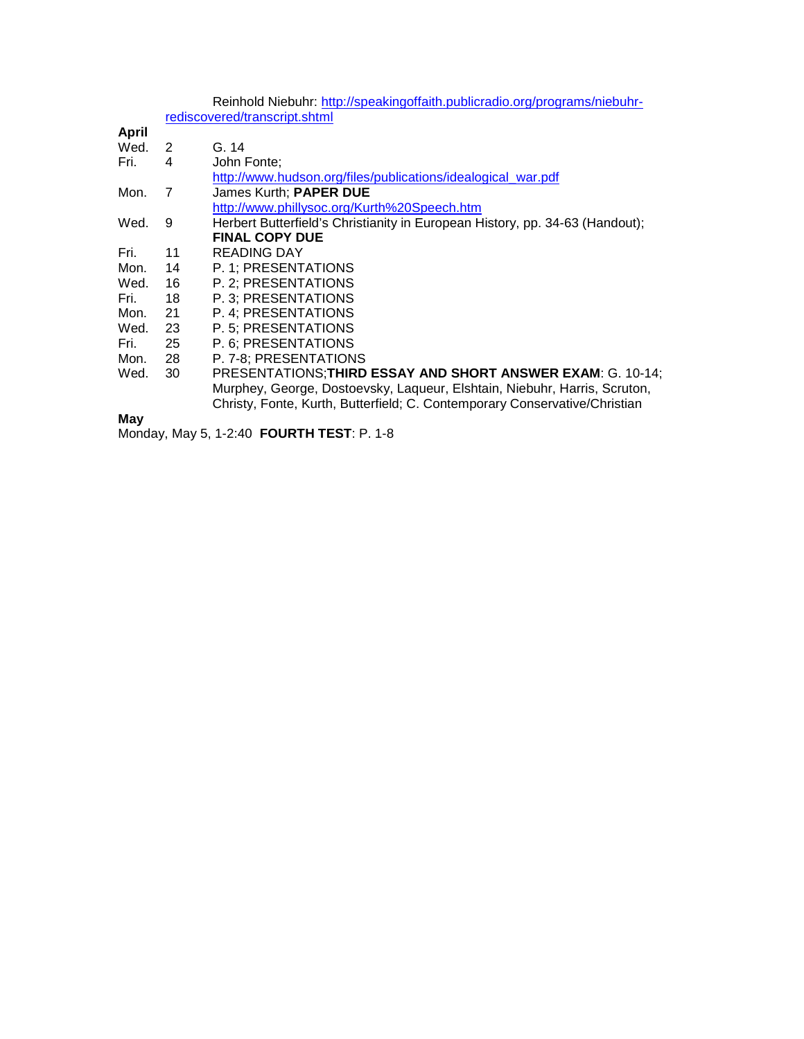Reinhold Niebuhr: http://speakingoffaith.publicradio.org/programs/niebuhr-rediscovered/transcript.shtml

**April**

| | | |
|---|---|---|
| Wed. | 2 | G. 14 |
| Fri. | 4 | John Fonte; http://www.hudson.org/files/publications/idealogical_war.pdf |
| Mon. | 7 | James Kurth; **PAPER DUE** http://www.phillysoc.org/Kurth%20Speech.htm |
| Wed. | 9 | Herbert Butterfield's Christianity in European History, pp. 34-63 (Handout); **FINAL COPY DUE** |
| Fri. | 11 | READING DAY |
| Mon. | 14 | P. 1; PRESENTATIONS |
| Wed. | 16 | P. 2; PRESENTATIONS |
| Fri. | 18 | P. 3; PRESENTATIONS |
| Mon. | 21 | P. 4; PRESENTATIONS |
| Wed. | 23 | P. 5; PRESENTATIONS |
| Fri. | 25 | P. 6; PRESENTATIONS |
| Mon. | 28 | P. 7-8; PRESENTATIONS |
| Wed. | 30 | PRESENTATIONS;**THIRD ESSAY AND SHORT ANSWER EXAM**: G. 10-14; Murphey, George, Dostoevsky, Laqueur, Elshtain, Niebuhr, Harris, Scruton, Christy, Fonte, Kurth, Butterfield; C. Contemporary Conservative/Christian |

**May**

Monday, May 5, 1-2:40 **FOURTH TEST**: P. 1-8